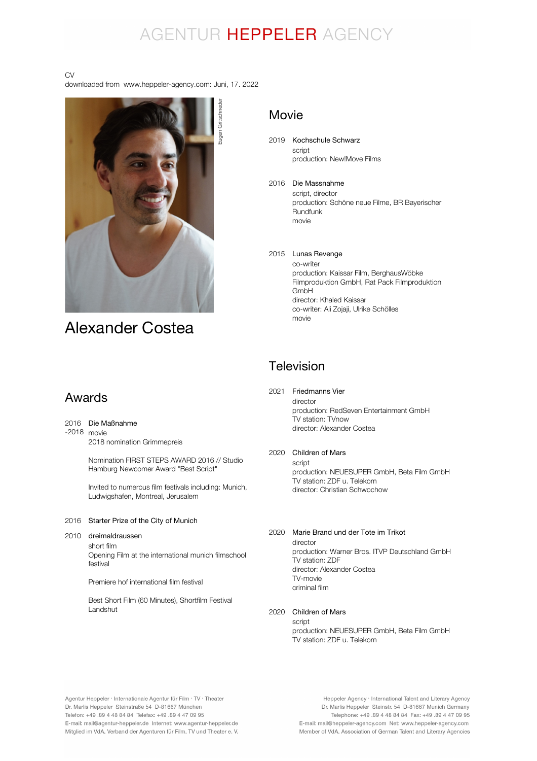# AGENTUR HEPPELER AGENCY

CV
downloaded from www.heppeler-agency.com: Juni, 17. 2022

Eugen Gritschneder

# Alexander Costea

## Awards

**2016 -2018** Die Maßnahme
movie
2018 nomination Grimmepreis

Nomination FIRST STEPS AWARD 2016 // Studio Hamburg Newcomer Award "Best Script"

Invited to numerous film festivals including: Munich, Ludwigshafen, Montreal, Jerusalem

**2016** Starter Prize of the City of Munich

**2010** dreimaldraussen
short film
Opening Film at the international munich filmschool festival

Premiere hof international film festival

Best Short Film (60 Minutes), Shortfilm Festival Landshut

## Movie

**2019** Kochschule Schwarz
script
production: New!Move Films

**2016** Die Massnahme
script, director
production: Schöne neue Filme, BR Bayerischer Rundfunk
movie

**2015** Lunas Revenge
co-writer
production: Kaissar Film, BerghausWöbke Filmproduktion GmbH, Rat Pack Filmproduktion GmbH
director: Khaled Kaissar
co-writer: Ali Zojaji, Ulrike Schölles
movie

## Television

**2021** Friedmanns Vier
director
production: RedSeven Entertainment GmbH
TV station: TVnow
director: Alexander Costea

**2020** Children of Mars
script
production: NEUESUPER GmbH, Beta Film GmbH
TV station: ZDF u. Telekom
director: Christian Schwochow

**2020** Marie Brand und der Tote im Trikot
director
production: Warner Bros. ITVP Deutschland GmbH
TV station: ZDF
director: Alexander Costea
TV-movie
criminal film

**2020** Children of Mars
script
production: NEUESUPER GmbH, Beta Film GmbH
TV station: ZDF u. Telekom

Agentur Heppeler · Internationale Agentur für Film · TV · Theater
Dr. Marlis Heppeler Steinstraße 54 D-81667 München
Telefon: +49 .89 4 48 84 84 Telefax: +49 .89 4 47 09 95
E-mail: mail@agentur-heppeler.de Internet: www.agentur-heppeler.de
Mitglied im VdA, Verband der Agenturen für Film, TV und Theater e. V.

Heppeler Agency · International Talent and Literary Agency
Dr. Marlis Heppeler Steinstr. 54 D-81667 Munich Germany
Telephone: +49 .89 4 48 84 84 Fax: +49 .89 4 47 09 95
E-mail: mail@heppeler-agency.com Net: www.heppeler-agency.com
Member of VdA, Association of German Talent and Literary Agencies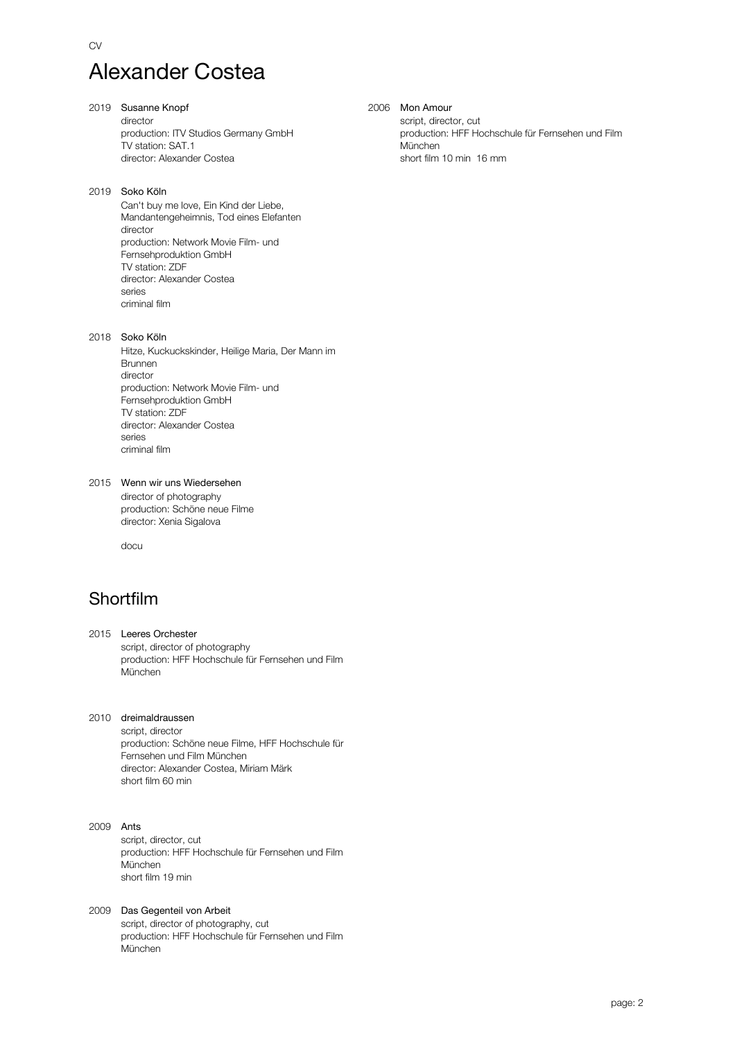CV

# Alexander Costea

2019 **Susanne Knopf**
director
production: ITV Studios Germany GmbH
TV station: SAT.1
director: Alexander Costea

2019 **Soko Köln**
Can't buy me love, Ein Kind der Liebe, Mandantengeheimnis, Tod eines Elefanten
director
production: Network Movie Film- und Fernsehproduktion GmbH
TV station: ZDF
director: Alexander Costea
series
criminal film

2018 **Soko Köln**
Hitze, Kuckuckskinder, Heilige Maria, Der Mann im Brunnen
director
production: Network Movie Film- und Fernsehproduktion GmbH
TV station: ZDF
director: Alexander Costea
series
criminal film

2015 **Wenn wir uns Wiedersehen**
director of photography
production: Schöne neue Filme
director: Xenia Sigalova

docu

## Shortfilm

2015 **Leeres Orchester**
script, director of photography
production: HFF Hochschule für Fernsehen und Film München

2010 **dreimaldraussen**
script, director
production: Schöne neue Filme, HFF Hochschule für Fernsehen und Film München
director: Alexander Costea, Miriam Märk
short film 60 min

2009 **Ants**
script, director, cut
production: HFF Hochschule für Fernsehen und Film München
short film 19 min

2009 **Das Gegenteil von Arbeit**
script, director of photography, cut
production: HFF Hochschule für Fernsehen und Film München

2006 **Mon Amour**
script, director, cut
production: HFF Hochschule für Fernsehen und Film München
short film 10 min 16 mm